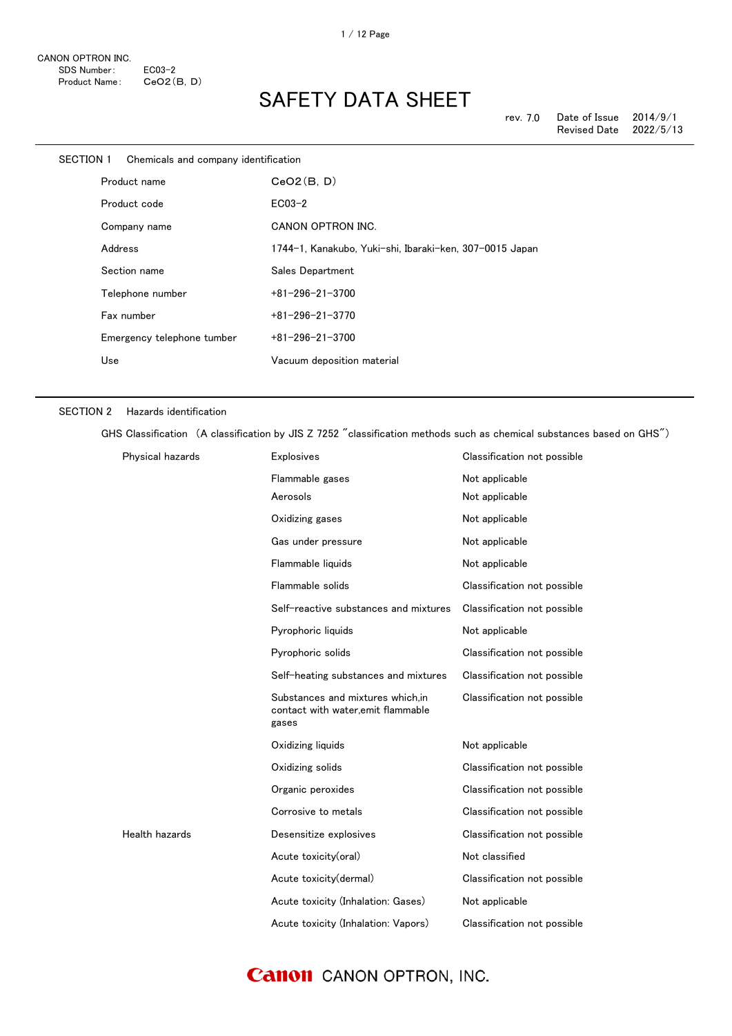CANON OPTRON INC.
SDS Number: EC03-2
Product Name: CeO2(B, D)

# SAFETY DATA SHEET

rev. 7.0 Date of Issue 2014/9/1
Revised Date 2022/5/13

## SECTION 1 Chemicals and company identification

| | |
|---|---|
| Product name | CeO2(B, D) |
| Product code | EC03-2 |
| Company name | CANON OPTRON INC. |
| Address | 1744-1, Kanakubo, Yuki-shi, Ibaraki-ken, 307-0015 Japan |
| Section name | Sales Department |
| Telephone number | +81-296-21-3700 |
| Fax number | +81-296-21-3770 |
| Emergency telephone tumber | +81-296-21-3700 |
| Use | Vacuum deposition material |

## SECTION 2 Hazards identification

GHS Classification (A classification by JIS Z 7252 "classification methods such as chemical substances based on GHS")

| | | |
|---|---|---|
| Physical hazards | Explosives | Classification not possible |
| | Flammable gases | Not applicable |
| | Aerosols | Not applicable |
| | Oxidizing gases | Not applicable |
| | Gas under pressure | Not applicable |
| | Flammable liquids | Not applicable |
| | Flammable solids | Classification not possible |
| | Self-reactive substances and mixtures | Classification not possible |
| | Pyrophoric liquids | Not applicable |
| | Pyrophoric solids | Classification not possible |
| | Self-heating substances and mixtures | Classification not possible |
| | Substances and mixtures which,in contact with water,emit flammable gases | Classification not possible |
| | Oxidizing liquids | Not applicable |
| | Oxidizing solids | Classification not possible |
| | Organic peroxides | Classification not possible |
| | Corrosive to metals | Classification not possible |
| Health hazards | Desensitize explosives | Classification not possible |
| | Acute toxicity(oral) | Not classified |
| | Acute toxicity(dermal) | Classification not possible |
| | Acute toxicity (Inhalation: Gases) | Not applicable |
| | Acute toxicity (Inhalation: Vapors) | Classification not possible |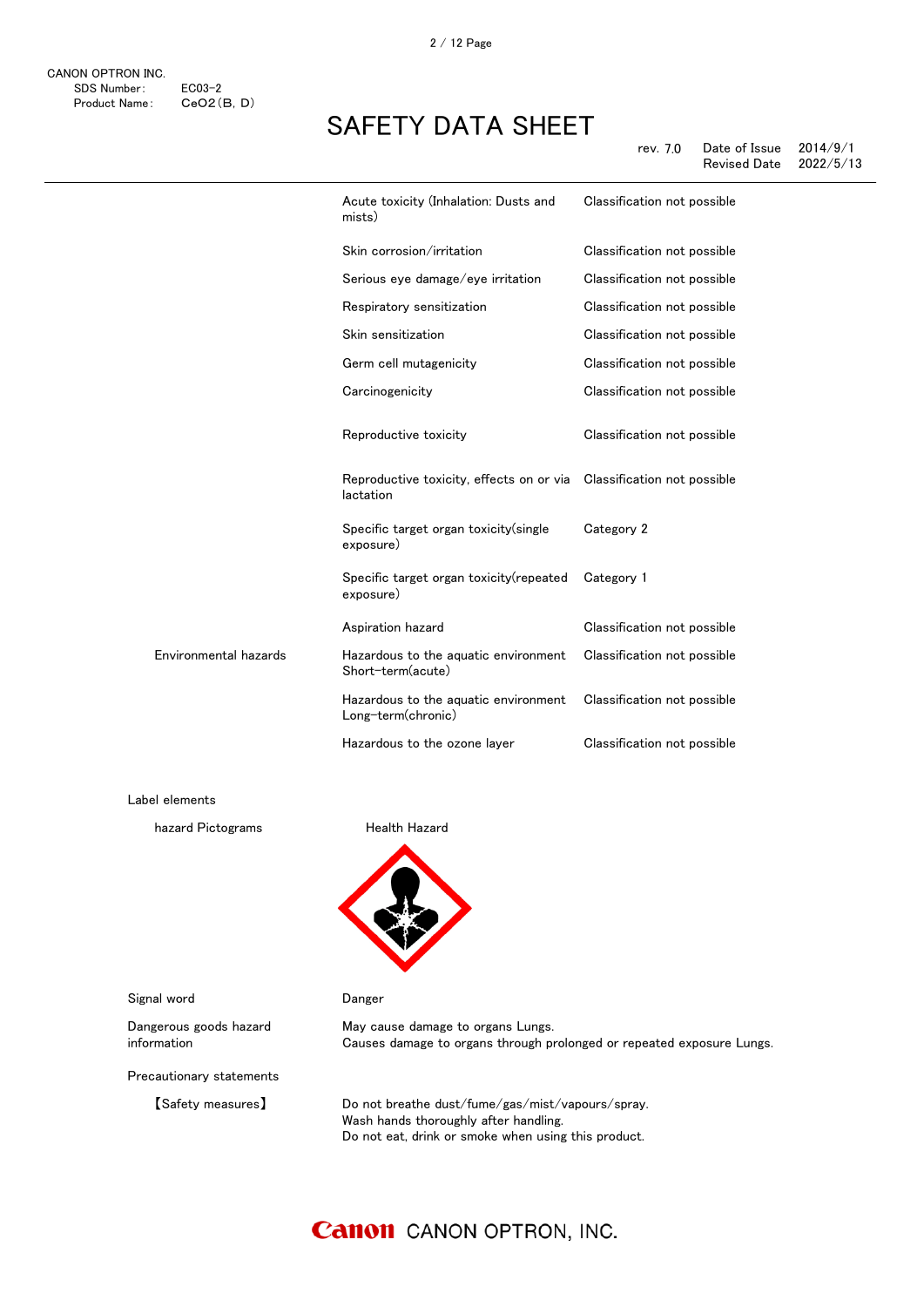| | | |
|---|---|---|
| | Acute toxicity (Inhalation: Dusts and mists) | Classification not possible |
| | Skin corrosion/irritation | Classification not possible |
| | Serious eye damage/eye irritation | Classification not possible |
| | Respiratory sensitization | Classification not possible |
| | Skin sensitization | Classification not possible |
| | Germ cell mutagenicity | Classification not possible |
| | Carcinogenicity | Classification not possible |
| | Reproductive toxicity | Classification not possible |
| | Reproductive toxicity, effects on or via lactation | Classification not possible |
| | Specific target organ toxicity(single exposure) | Category 2 |
| | Specific target organ toxicity(repeated exposure) | Category 1 |
| | Aspiration hazard | Classification not possible |
| Environmental hazards | Hazardous to the aquatic environment Short-term(acute) | Classification not possible |
| | Hazardous to the aquatic environment Long-term(chronic) | Classification not possible |
| | Hazardous to the ozone layer | Classification not possible |

Label elements

hazard Pictograms: Health Hazard

Signal word: Danger

Dangerous goods hazard information:
May cause damage to organs Lungs.
Causes damage to organs through prolonged or repeated exposure Lungs.

Precautionary statements

【Safety measures】
Do not breathe dust/fume/gas/mist/vapours/spray.
Wash hands thoroughly after handling.
Do not eat, drink or smoke when using this product.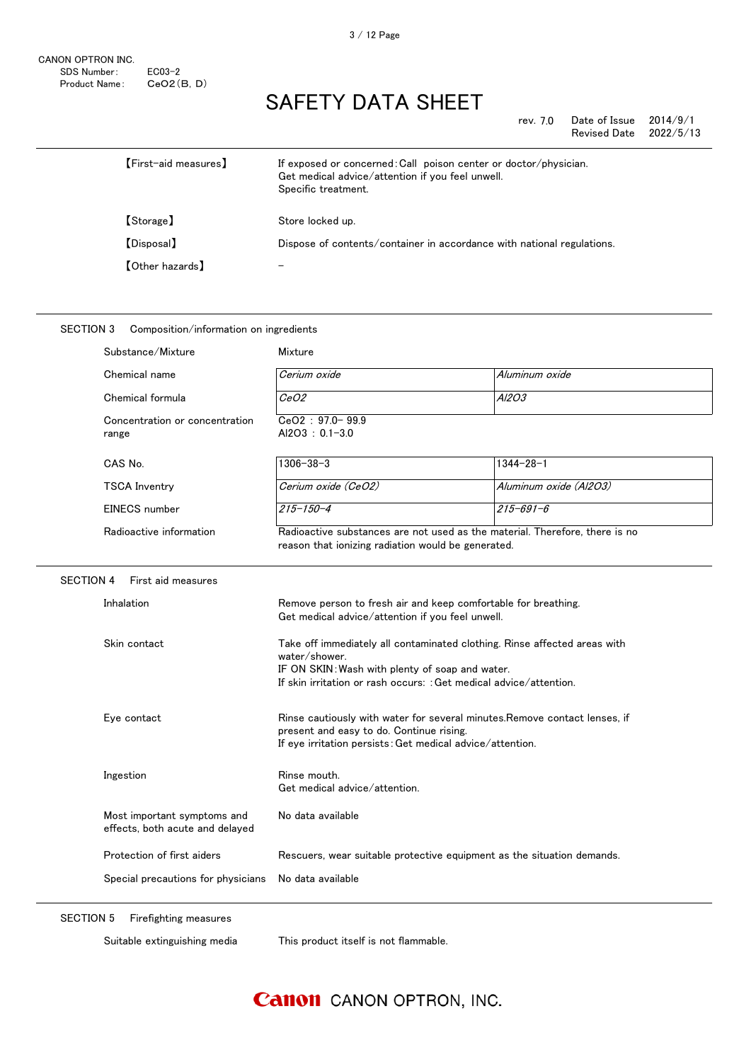| | |
|---|---|
| 【First-aid measures】 | If exposed or concerned: Call poison center or doctor/physician.<br>Get medical advice/attention if you feel unwell.<br>Specific treatment. |
| 【Storage】 | Store locked up. |
| 【Disposal】 | Dispose of contents/container in accordance with national regulations. |
| 【Other hazards】 | － |

## SECTION 3 Composition/information on ingredients

| | | |
|---|---|---|
| Substance/Mixture | Mixture | |
| Chemical name | *Cerium oxide* | *Aluminum oxide* |
| Chemical formula | *$CeO_2$* | *$Al_2O_3$* |
| Concentration or concentration range | $CeO_2$ : 97.0− 99.9<br>$Al_2O_3$ : 0.1−3.0 | |
| CAS No. | 1306−38−3 | 1344−28−1 |
| TSCA Inventry | *Cerium oxide ($CeO_2$)* | *Aluminum oxide ($Al_2O_3$)* |
| EINECS number | *215−150−4* | *215−691−6* |
| Radioactive information | Radioactive substances are not used as the material. Therefore, there is no reason that ionizing radiation would be generated. | |

## SECTION 4 First aid measures

| | |
|---|---|
| Inhalation | Remove person to fresh air and keep comfortable for breathing.<br>Get medical advice/attention if you feel unwell. |
| Skin contact | Take off immediately all contaminated clothing. Rinse affected areas with water/shower.<br>IF ON SKIN: Wash with plenty of soap and water.<br>If skin irritation or rash occurs: : Get medical advice/attention. |
| Eye contact | Rinse cautiously with water for several minutes.Remove contact lenses, if present and easy to do. Continue rising.<br>If eye irritation persists: Get medical advice/attention. |
| Ingestion | Rinse mouth.<br>Get medical advice/attention. |
| Most important symptoms and effects, both acute and delayed | No data available |
| Protection of first aiders | Rescuers, wear suitable protective equipment as the situation demands. |
| Special precautions for physicians | No data available |

## SECTION 5 Firefighting measures

| | |
|---|---|
| Suitable extinguishing media | This product itself is not flammable. |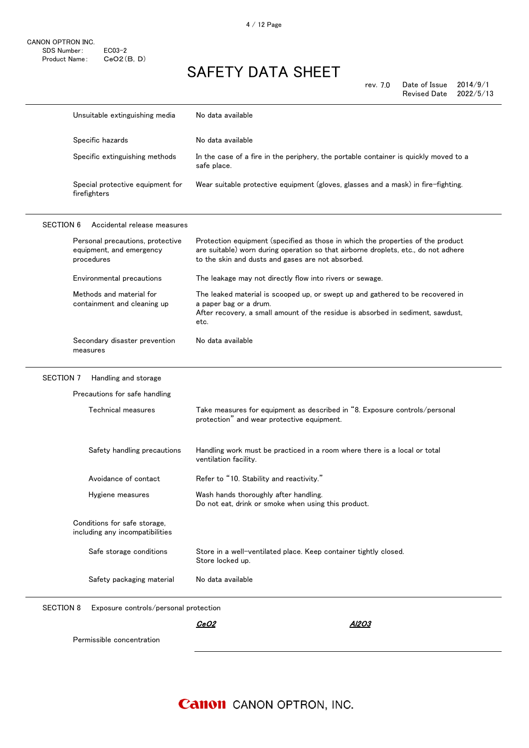| | |
|---|---|
| Unsuitable extinguishing media | No data available |
| Specific hazards | No data available |
| Specific extinguishing methods | In the case of a fire in the periphery, the portable container is quickly moved to a safe place. |
| Special protective equipment for firefighters | Wear suitable protective equipment (gloves, glasses and a mask) in fire-fighting. |

## SECTION 6 Accidental release measures

| | |
|---|---|
| Personal precautions, protective equipment, and emergency procedures | Protection equipment (specified as those in which the properties of the product are suitable) worn during operation so that airborne droplets, etc., do not adhere to the skin and dusts and gases are not absorbed. |
| Environmental precautions | The leakage may not directly flow into rivers or sewage. |
| Methods and material for containment and cleaning up | The leaked material is scooped up, or swept up and gathered to be recovered in a paper bag or a drum.<br>After recovery, a small amount of the residue is absorbed in sediment, sawdust, etc. |
| Secondary disaster prevention measures | No data available |

## SECTION 7 Handling and storage

Precautions for safe handling

| | |
|---|---|
| Technical measures | Take measures for equipment as described in "8. Exposure controls/personal protection" and wear protective equipment. |
| Safety handling precautions | Handling work must be practiced in a room where there is a local or total ventilation facility. |
| Avoidance of contact | Refer to "10. Stability and reactivity." |
| Hygiene measures | Wash hands thoroughly after handling.<br>Do not eat, drink or smoke when using this product. |

Conditions for safe storage, including any incompatibilities

| | |
|---|---|
| Safe storage conditions | Store in a well-ventilated place. Keep container tightly closed.<br>Store locked up. |
| Safety packaging material | No data available |

## SECTION 8 Exposure controls/personal protection

| | *CeO2* | *Al2O3* |
|---|---|---|
| Permissible concentration | | |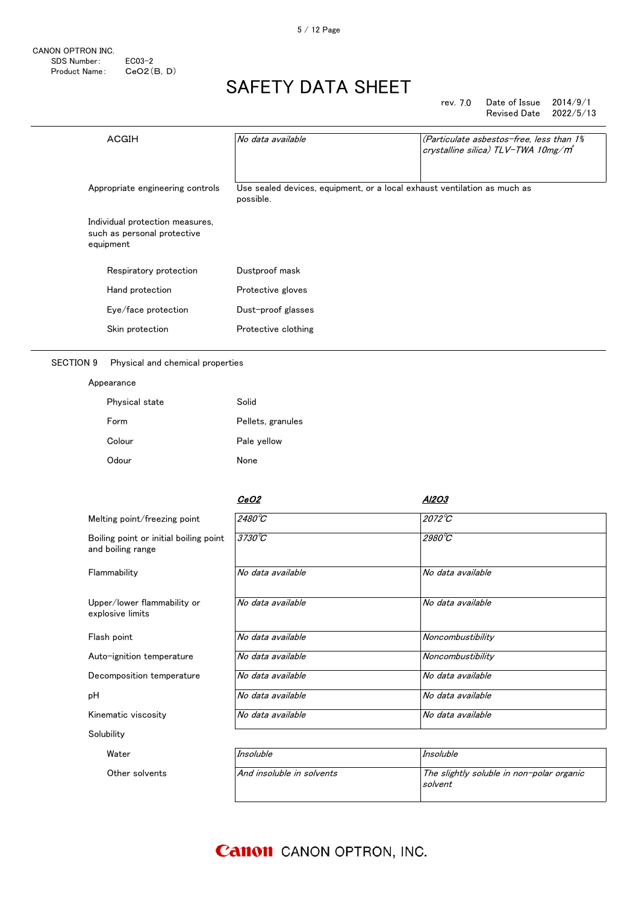CANON OPTRON INC.
SDS Number: EC03-2
Product Name: CeO2(B, D)

# SAFETY DATA SHEET

rev. 7.0　Date of Issue 2014/9/1
Revised Date 2022/5/13

| | | |
|---|---|---|
| ACGIH | *No data available* | *(Particulate asbestos-free, less than 1% crystalline silica) TLV-TWA 10mg/㎥* |

Appropriate engineering controls: Use sealed devices, equipment, or a local exhaust ventilation as much as possible.

Individual protection measures, such as personal protective equipment

- Respiratory protection: Dustproof mask
- Hand protection: Protective gloves
- Eye/face protection: Dust-proof glasses
- Skin protection: Protective clothing

## SECTION 9　Physical and chemical properties

Appearance

- Physical state: Solid
- Form: Pellets, granules
- Colour: Pale yellow
- Odour: None

| | ***CeO2*** | ***Al2O3*** |
|---|---|---|
| Melting point/freezing point | *2480℃* | *2072℃* |
| Boiling point or initial boiling point and boiling range | *3730℃* | *2980℃* |
| Flammability | *No data available* | *No data available* |
| Upper/lower flammability or explosive limits | *No data available* | *No data available* |
| Flash point | *No data available* | *Noncombustibility* |
| Auto-ignition temperature | *No data available* | *Noncombustibility* |
| Decomposition temperature | *No data available* | *No data available* |
| pH | *No data available* | *No data available* |
| Kinematic viscosity | *No data available* | *No data available* |
| Solubility | | |
| Water | *Insoluble* | *Insoluble* |
| Other solvents | *And insoluble in solvents* | *The slightly soluble in non-polar organic solvent* |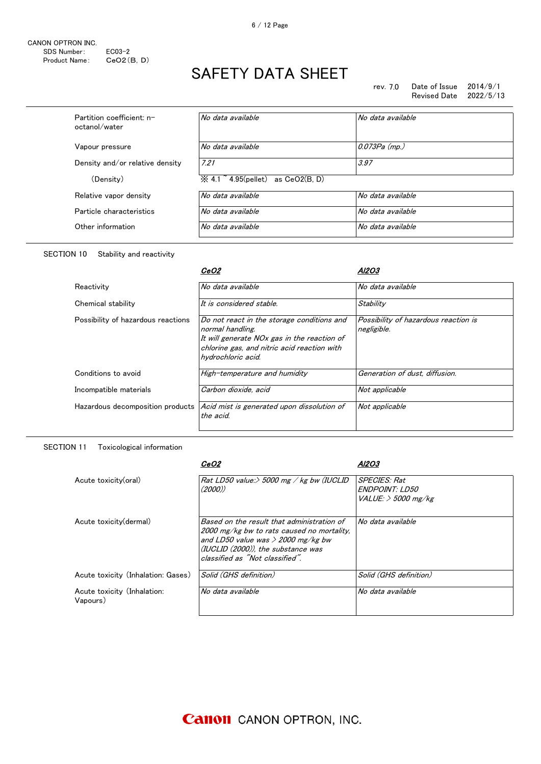| | | |
|---|---|---|
| Partition coefficient: n-octanol/water | *No data available* | *No data available* |
| Vapour pressure | *No data available* | *0.073Pa (mp.)* |
| Density and/or relative density | *7.21* | *3.97* |
| (Density) | ※ 4.1 ~ 4.95(pellet) as $CeO_2$(B, D) | |
| Relative vapor density | *No data available* | *No data available* |
| Particle characteristics | *No data available* | *No data available* |
| Other information | *No data available* | *No data available* |

SECTION 10 Stability and reactivity

| | ***$CeO_2$*** | ***$Al_2O_3$*** |
|---|---|---|
| Reactivity | *No data available* | *No data available* |
| Chemical stability | *It is considered stable.* | *Stability* |
| Possibility of hazardous reactions | *Do not react in the storage conditions and normal handling. It will generate NOx gas in the reaction of chlorine gas, and nitric acid reaction with hydrochloric acid.* | *Possibility of hazardous reaction is negligible.* |
| Conditions to avoid | *High-temperature and humidity* | *Generation of dust, diffusion.* |
| Incompatible materials | *Carbon dioxide, acid* | *Not applicable* |
| Hazardous decomposition products | *Acid mist is generated upon dissolution of the acid.* | *Not applicable* |

SECTION 11 Toxicological information

| | ***$CeO_2$*** | ***$Al_2O_3$*** |
|---|---|---|
| Acute toxicity(oral) | *Rat LD50 value:> 5000 mg / kg bw (IUCLID (2000))* | *SPECIES: Rat ENDPOINT: LD50 VALUE: > 5000 mg/kg* |
| Acute toxicity(dermal) | *Based on the result that administration of 2000 mg/kg bw to rats caused no mortality, and LD50 value was > 2000 mg/kg bw (IUCLID (2000)), the substance was classified as "Not classified".* | *No data available* |
| Acute toxicity (Inhalation: Gases) | *Solid (GHS definition)* | *Solid (GHS definition)* |
| Acute toxicity (Inhalation: Vapours) | *No data available* | *No data available* |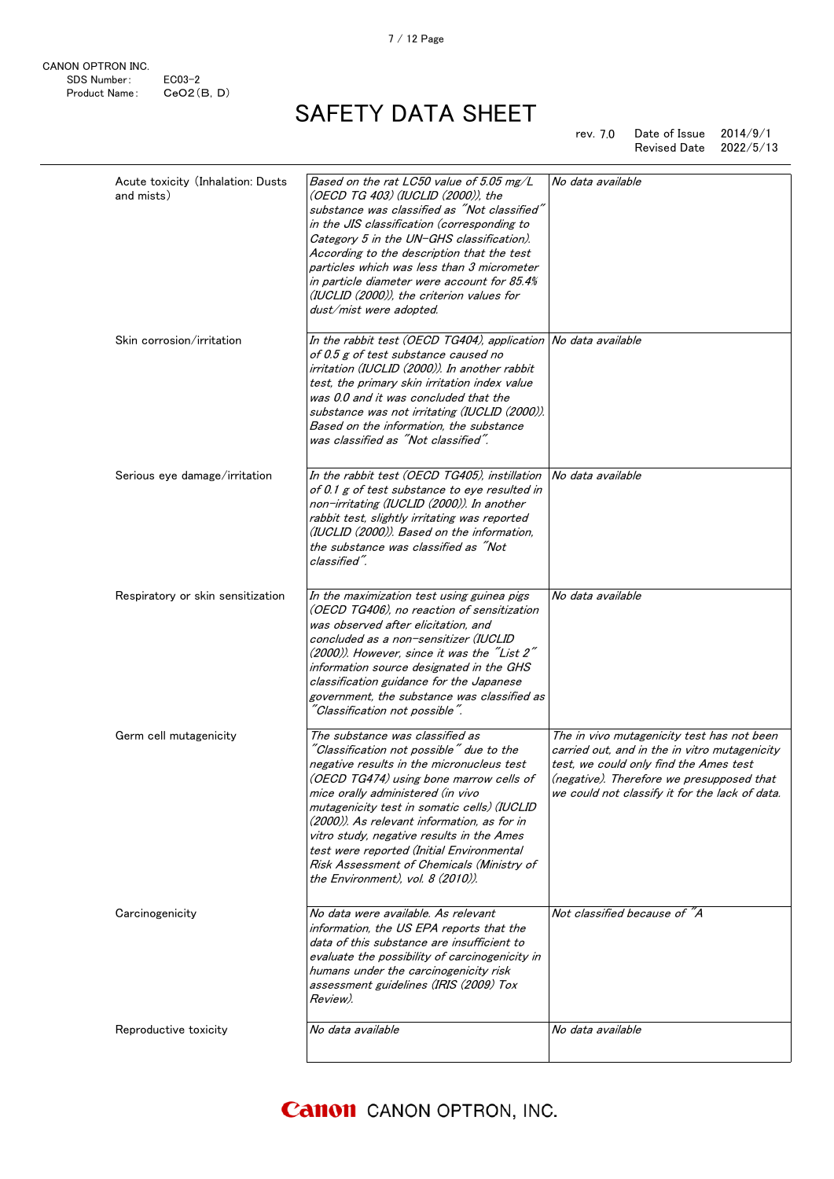CANON OPTRON INC.
SDS Number: EC03-2
Product Name: $CeO_2$(B, D)

# SAFETY DATA SHEET

rev. 7.0 Date of Issue 2014/9/1
Revised Date 2022/5/13

| | | |
|---|---|---|
| Acute toxicity (Inhalation: Dusts and mists) | *Based on the rat LC50 value of 5.05 mg/L (OECD TG 403) (IUCLID (2000)), the substance was classified as "Not classified" in the JIS classification (corresponding to Category 5 in the UN-GHS classification). According to the description that the test particles which was less than 3 micrometer in particle diameter were account for 85.4% (IUCLID (2000)), the criterion values for dust/mist were adopted.* | *No data available* |
| Skin corrosion/irritation | *In the rabbit test (OECD TG404), application of 0.5 g of test substance caused no irritation (IUCLID (2000)). In another rabbit test, the primary skin irritation index value was 0.0 and it was concluded that the substance was not irritating (IUCLID (2000)). Based on the information, the substance was classified as "Not classified".* | *No data available* |
| Serious eye damage/irritation | *In the rabbit test (OECD TG405), instillation of 0.1 g of test substance to eye resulted in non-irritating (IUCLID (2000)). In another rabbit test, slightly irritating was reported (IUCLID (2000)). Based on the information, the substance was classified as "Not classified".* | *No data available* |
| Respiratory or skin sensitization | *In the maximization test using guinea pigs (OECD TG406), no reaction of sensitization was observed after elicitation, and concluded as a non-sensitizer (IUCLID (2000)). However, since it was the "List 2" information source designated in the GHS classification guidance for the Japanese government, the substance was classified as "Classification not possible".* | *No data available* |
| Germ cell mutagenicity | *The substance was classified as "Classification not possible" due to the negative results in the micronucleus test (OECD TG474) using bone marrow cells of mice orally administered (in vivo mutagenicity test in somatic cells) (IUCLID (2000)). As relevant information, as for in vitro study, negative results in the Ames test were reported (Initial Environmental Risk Assessment of Chemicals (Ministry of the Environment), vol. 8 (2010)).* | *The in vivo mutagenicity test has not been carried out, and in the in vitro mutagenicity test, we could only find the Ames test (negative). Therefore we presupposed that we could not classify it for the lack of data.* |
| Carcinogenicity | *No data were available. As relevant information, the US EPA reports that the data of this substance are insufficient to evaluate the possibility of carcinogenicity in humans under the carcinogenicity risk assessment guidelines (IRIS (2009) Tox Review).* | *Not classified because of "A* |
| Reproductive toxicity | *No data available* | *No data available* |

Canon CANON OPTRON, INC.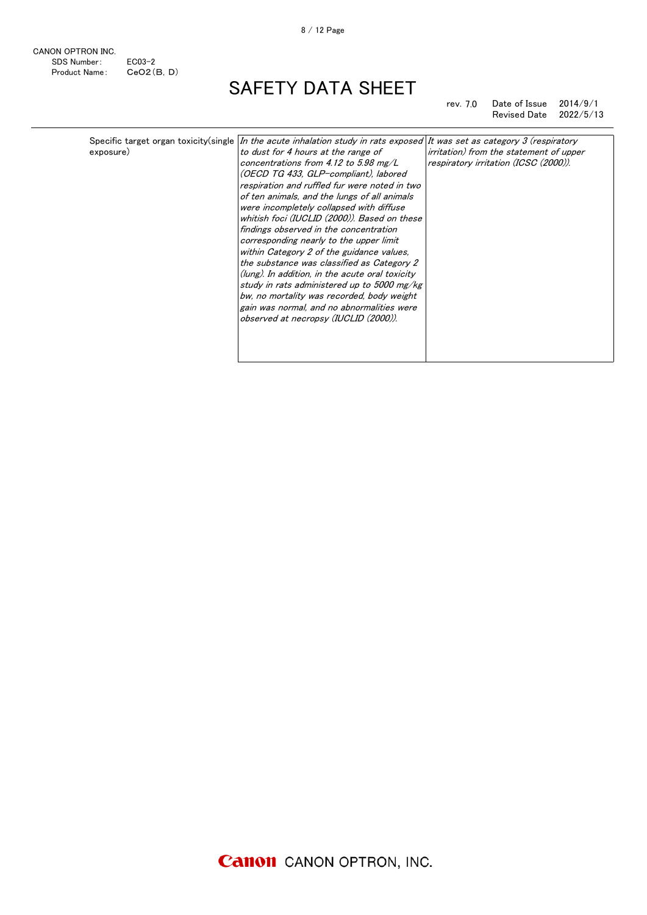| | | |
|---|---|---|
| Specific target organ toxicity(single exposure) | *In the acute inhalation study in rats exposed to dust for 4 hours at the range of concentrations from 4.12 to 5.98 mg/L (OECD TG 433, GLP-compliant), labored respiration and ruffled fur were noted in two of ten animals, and the lungs of all animals were incompletely collapsed with diffuse whitish foci (IUCLID (2000)). Based on these findings observed in the concentration corresponding nearly to the upper limit within Category 2 of the guidance values, the substance was classified as Category 2 (lung). In addition, in the acute oral toxicity study in rats administered up to 5000 mg/kg bw, no mortality was recorded, body weight gain was normal, and no abnormalities were observed at necropsy (IUCLID (2000)).* | *It was set as category 3 (respiratory irritation) from the statement of upper respiratory irritation (ICSC (2000)).* |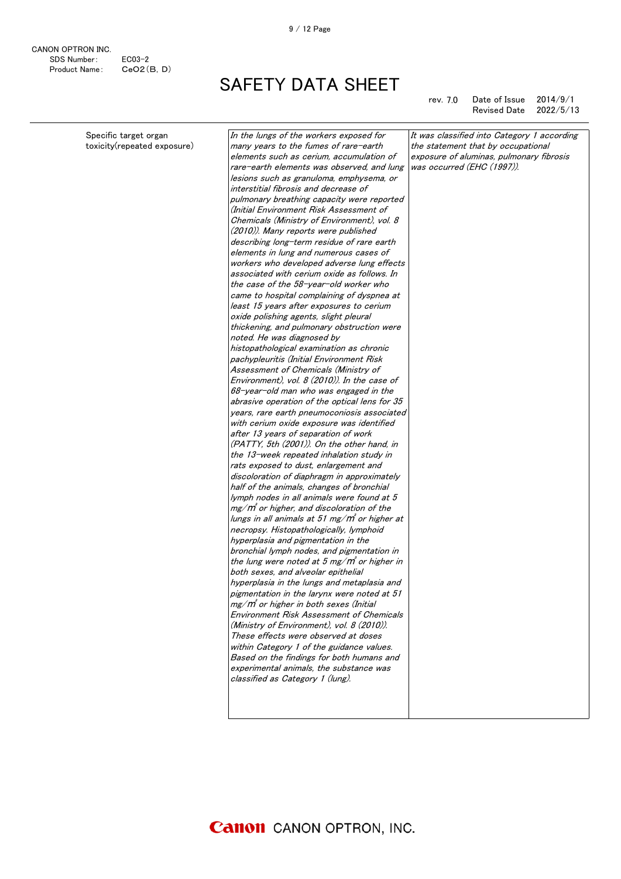| Specific target organ toxicity(repeated exposure) | *In the lungs of the workers exposed for many years to the fumes of rare-earth elements such as cerium, accumulation of rare-earth elements was observed, and lung lesions such as granuloma, emphysema, or interstitial fibrosis and decrease of pulmonary breathing capacity were reported (Initial Environment Risk Assessment of Chemicals (Ministry of Environment), vol. 8 (2010)). Many reports were published describing long-term residue of rare earth elements in lung and numerous cases of workers who developed adverse lung effects associated with cerium oxide as follows. In the case of the 58-year-old worker who came to hospital complaining of dyspnea at least 15 years after exposures to cerium oxide polishing agents, slight pleural thickening, and pulmonary obstruction were noted. He was diagnosed by histopathological examination as chronic pachypleuritis (Initial Environment Risk Assessment of Chemicals (Ministry of Environment), vol. 8 (2010)). In the case of 68-year-old man who was engaged in the abrasive operation of the optical lens for 35 years, rare earth pneumoconiosis associated with cerium oxide exposure was identified after 13 years of separation of work (PATTY, 5th (2001)). On the other hand, in the 13-week repeated inhalation study in rats exposed to dust, enlargement and discoloration of diaphragm in approximately half of the animals, changes of bronchial lymph nodes in all animals were found at 5 mg/㎥ or higher, and discoloration of the lungs in all animals at 51 mg/㎥ or higher at necropsy. Histopathologically, lymphoid hyperplasia and pigmentation in the bronchial lymph nodes, and pigmentation in the lung were noted at 5 mg/㎥ or higher in both sexes, and alveolar epithelial hyperplasia in the lungs and metaplasia and pigmentation in the larynx were noted at 51 mg/㎥ or higher in both sexes (Initial Environment Risk Assessment of Chemicals (Ministry of Environment), vol. 8 (2010)). These effects were observed at doses within Category 1 of the guidance values. Based on the findings for both humans and experimental animals, the substance was classified as Category 1 (lung).* | *It was classified into Category 1 according the statement that by occupational exposure of aluminas, pulmonary fibrosis was occurred (EHC (1997)).* |
|---|---|---|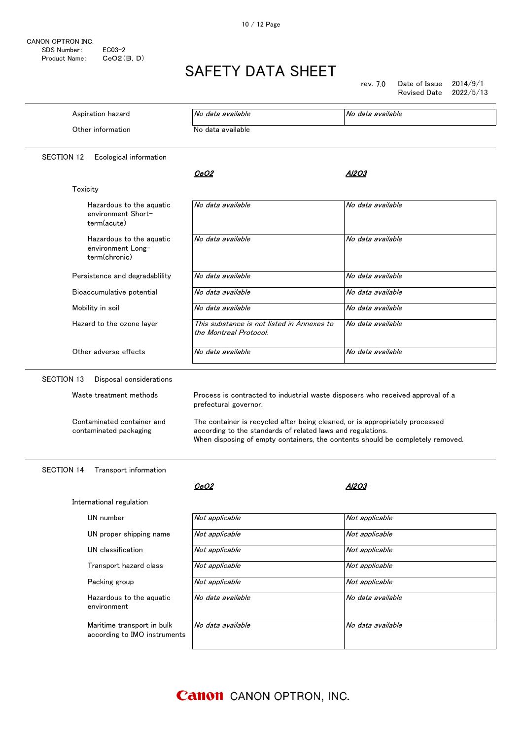CANON OPTRON INC.
SDS Number: EC03-2
Product Name: CeO2(B, D)

# SAFETY DATA SHEET

rev. 7.0 Date of Issue 2014/9/1
Revised Date 2022/5/13

| | | |
|---|---|---|
| Aspiration hazard | *No data available* | *No data available* |
| Other information | No data available | |

## SECTION 12 Ecological information

| | ***CeO2*** | ***Al2O3*** |
|---|---|---|
| **Toxicity** | | |
| Hazardous to the aquatic environment Short-term(acute) | *No data available* | *No data available* |
| Hazardous to the aquatic environment Long-term(chronic) | *No data available* | *No data available* |
| Persistence and degradablility | *No data available* | *No data available* |
| Bioaccumulative potential | *No data available* | *No data available* |
| Mobility in soil | *No data available* | *No data available* |
| Hazard to the ozone layer | *This substance is not listed in Annexes to the Montreal Protocol.* | *No data available* |
| Other adverse effects | *No data available* | *No data available* |

## SECTION 13 Disposal considerations

**Waste treatment methods**
Process is contracted to industrial waste disposers who received approval of a prefectural governor.

**Contaminated container and contaminated packaging**
The container is recycled after being cleaned, or is appropriately processed according to the standards of related laws and regulations.
When disposing of empty containers, the contents should be completely removed.

## SECTION 14 Transport information

| | ***CeO2*** | ***Al2O3*** |
|---|---|---|
| **International regulation** | | |
| UN number | *Not applicable* | *Not applicable* |
| UN proper shipping name | *Not applicable* | *Not applicable* |
| UN classification | *Not applicable* | *Not applicable* |
| Transport hazard class | *Not applicable* | *Not applicable* |
| Packing group | *Not applicable* | *Not applicable* |
| Hazardous to the aquatic environment | *No data available* | *No data available* |
| Maritime transport in bulk according to IMO instruments | *No data available* | *No data available* |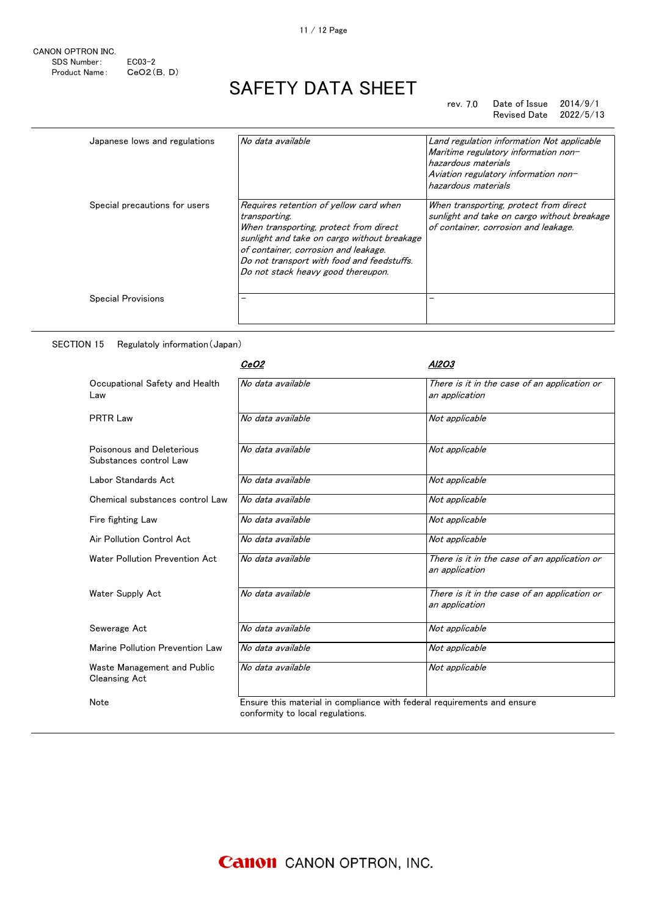CANON OPTRON INC.
SDS Number: EC03-2
Product Name: CeO2(B, D)

# SAFETY DATA SHEET

rev. 7.0 Date of Issue 2014/9/1
Revised Date 2022/5/13

| | | |
|---|---|---|
| Japanese lows and regulations | *No data available* | *Land regulation information Not applicable*<br>*Maritime regulatory information non-hazardous materials*<br>*Aviation regulatory information non-hazardous materials* |
| Special precautions for users | *Requires retention of yellow card when transporting.*<br>*When transporting, protect from direct sunlight and take on cargo without breakage of container, corrosion and leakage.*<br>*Do not transport with food and feedstuffs.*<br>*Do not stack heavy good thereupon.* | *When transporting, protect from direct sunlight and take on cargo without breakage of container, corrosion and leakage.* |
| Special Provisions | – | – |

SECTION 15 Regulatoly information(Japan)

| | ***CeO2*** | ***Al2O3*** |
|---|---|---|
| Occupational Safety and Health Law | *No data available* | *There is it in the case of an application or an application* |
| PRTR Law | *No data available* | *Not applicable* |
| Poisonous and Deleterious Substances control Law | *No data available* | *Not applicable* |
| Labor Standards Act | *No data available* | *Not applicable* |
| Chemical substances control Law | *No data available* | *Not applicable* |
| Fire fighting Law | *No data available* | *Not applicable* |
| Air Pollution Control Act | *No data available* | *Not applicable* |
| Water Pollution Prevention Act | *No data available* | *There is it in the case of an application or an application* |
| Water Supply Act | *No data available* | *There is it in the case of an application or an application* |
| Sewerage Act | *No data available* | *Not applicable* |
| Marine Pollution Prevention Law | *No data available* | *Not applicable* |
| Waste Management and Public Cleansing Act | *No data available* | *Not applicable* |

Note: Ensure this material in compliance with federal requirements and ensure conformity to local regulations.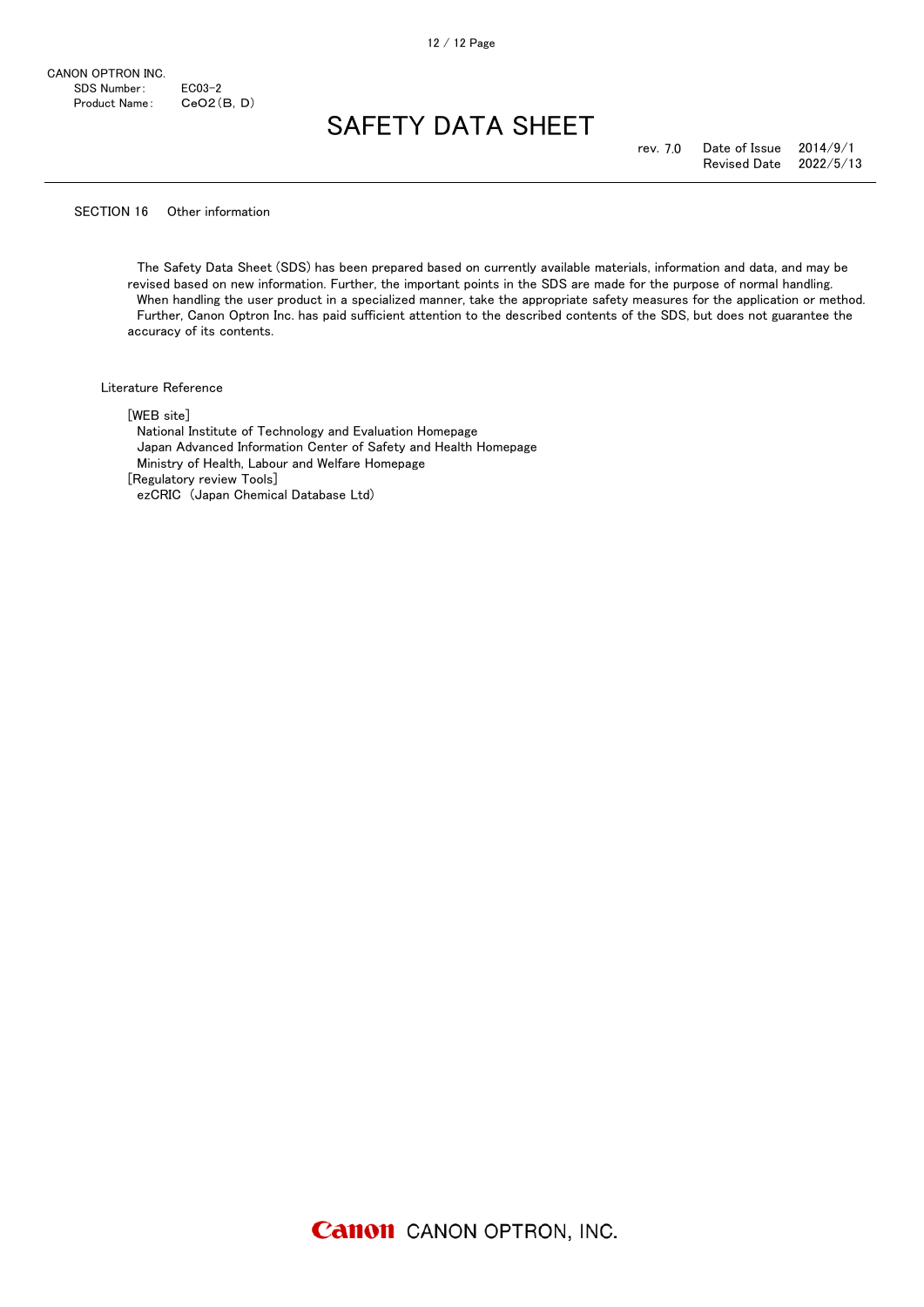CANON OPTRON INC.
SDS Number: EC03-2
Product Name: CeO2(B, D)

# SAFETY DATA SHEET

rev. 7.0 Date of Issue 2014/9/1
Revised Date 2022/5/13

## SECTION 16 Other information

The Safety Data Sheet (SDS) has been prepared based on currently available materials, information and data, and may be revised based on new information. Further, the important points in the SDS are made for the purpose of normal handling.
When handling the user product in a specialized manner, take the appropriate safety measures for the application or method.
Further, Canon Optron Inc. has paid sufficient attention to the described contents of the SDS, but does not guarantee the accuracy of its contents.

### Literature Reference

[WEB site]
National Institute of Technology and Evaluation Homepage
Japan Advanced Information Center of Safety and Health Homepage
Ministry of Health, Labour and Welfare Homepage
[Regulatory review Tools]
ezCRIC（Japan Chemical Database Ltd)

Canon CANON OPTRON, INC.